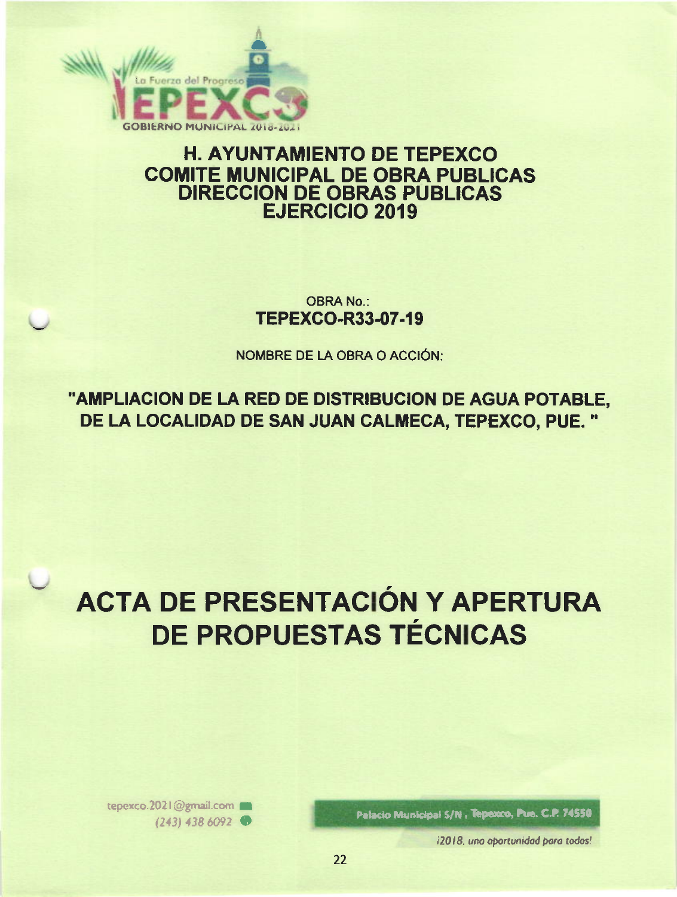# H. AYUNTAMIENTO DE TEPEXCO
## COMITE MUNICIPAL DE OBRA PUBLICAS
## DIRECCION DE OBRAS PUBLICAS
## EJERCICIO 2019

OBRA No.:

**TEPEXCO-R33-07-19**

NOMBRE DE LA OBRA O ACCIÓN:

**"AMPLIACION DE LA RED DE DISTRIBUCION DE AGUA POTABLE, DE LA LOCALIDAD DE SAN JUAN CALMECA, TEPEXCO, PUE. "**

# ACTA DE PRESENTACIÓN Y APERTURA DE PROPUESTAS TÉCNICAS

tepexco.2021@gmail.com
(243) 438 6092

Palacio Municipal S/N, Tepexco, Pue. C.P. 74550

*¡2018, una oportunidad para todos!*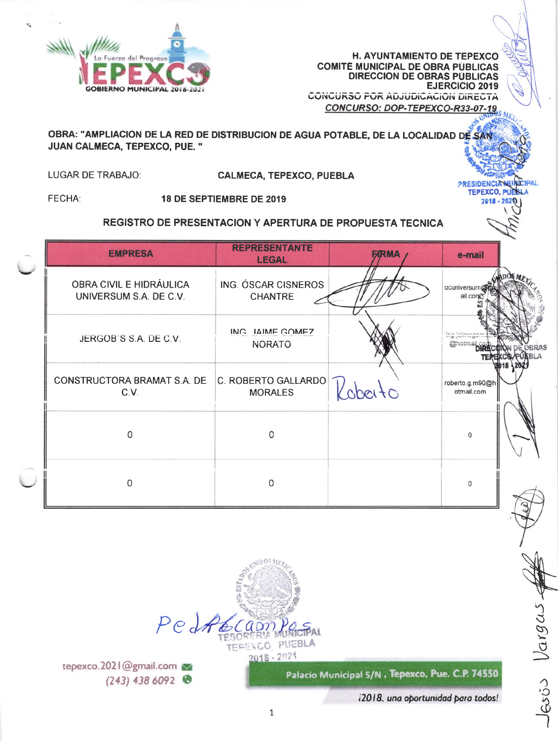H. AYUNTAMIENTO DE TEPEXCO
COMITÉ MUNICIPAL DE OBRA PÚBLICAS
DIRECCION DE OBRAS PÚBLICAS
EJERCICIO 2019
CONCURSO POR ADJUDICACION DIRECTA
*CONCURSO: DOP-TEPEXCO-R33-07-19*

**OBRA: "AMPLIACION DE LA RED DE DISTRIBUCION DE AGUA POTABLE, DE LA LOCALIDAD DE SAN JUAN CALMECA, TEPEXCO, PUE. "**

LUGAR DE TRABAJO: **CALMECA, TEPEXCO, PUEBLA**

FECHA: **18 DE SEPTIEMBRE DE 2019**

**REGISTRO DE PRESENTACION Y APERTURA DE PROPUESTA TECNICA**

| EMPRESA | REPRESENTANTE LEGAL | FIRMA | e-mail |
|---|---|---|---|
| OBRA CIVIL E HIDRÁULICA UNIVERSUM S.A. DE C.V. | ING. ÓSCAR CISNEROS CHANTRE | | ocuniversum@gmail.com |
| JERGOB´S S.A. DE C.V. | ING. JAIME GOMEZ NORATO | | ing.jaimegom...@hotmail.com |
| CONSTRUCTORA BRAMAT S.A. DE C.V. | C. ROBERTO GALLARDO MORALES | Roberto | roberto.g.m90@hotmail.com |
| 0 | 0 | | 0 |
| 0 | 0 | | 0 |

Pedro Campos

tepexco.2021@gmail.com
(243) 438 6092

Palacio Municipal S/N , Tepexco, Pue. C.P. 74550

*¡2018, una oportunidad para todos!*

Jesús Vargas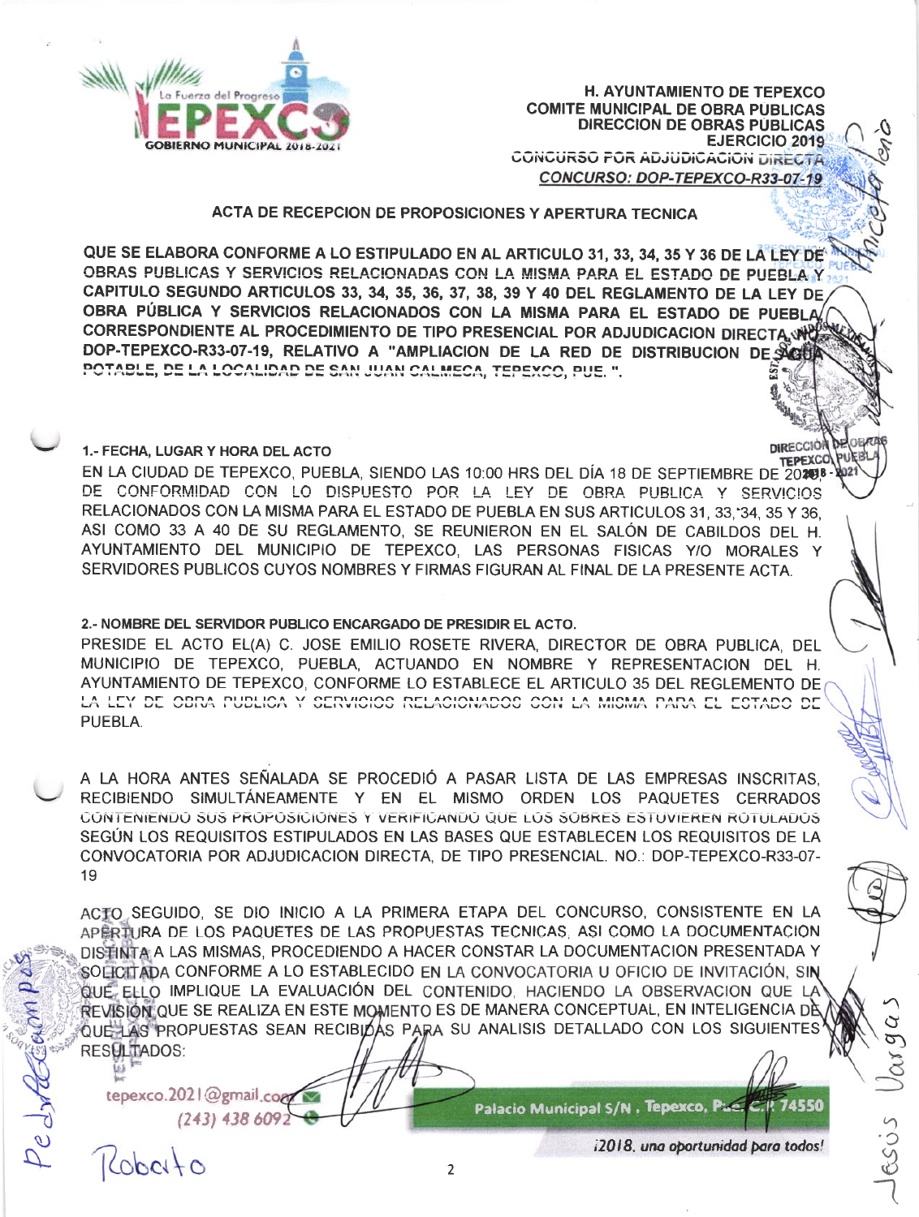H. AYUNTAMIENTO DE TEPEXCO
COMITE MUNICIPAL DE OBRA PUBLICAS
DIRECCION DE OBRAS PUBLICAS
EJERCICIO 2019
CONCURSO POR ADJUDICACION DIRECTA
*CONCURSO: DOP-TEPEXCO-R33-07-19*

## ACTA DE RECEPCION DE PROPOSICIONES Y APERTURA TECNICA

**QUE SE ELABORA CONFORME A LO ESTIPULADO EN AL ARTICULO 31, 33, 34, 35 Y 36 DE LA LEY DE OBRAS PUBLICAS Y SERVICIOS RELACIONADAS CON LA MISMA PARA EL ESTADO DE PUEBLA Y CAPITULO SEGUNDO ARTICULOS 33, 34, 35, 36, 37, 38, 39 Y 40 DEL REGLAMENTO DE LA LEY DE OBRA PÚBLICA Y SERVICIOS RELACIONADOS CON LA MISMA PARA EL ESTADO DE PUEBLA CORRESPONDIENTE AL PROCEDIMIENTO DE TIPO PRESENCIAL POR ADJUDICACION DIRECTA NO. DOP-TEPEXCO-R33-07-19, RELATIVO A "AMPLIACION DE LA RED DE DISTRIBUCION DE AGUA POTABLE, DE LA LOCALIDAD DE SAN JUAN CALMECA, TEPEXCO, PUE. ".**

**1.- FECHA, LUGAR Y HORA DEL ACTO**

EN LA CIUDAD DE TEPEXCO, PUEBLA, SIENDO LAS 10:00 HRS DEL DÍA 18 DE SEPTIEMBRE DE 2019, DE CONFORMIDAD CON LO DISPUESTO POR LA LEY DE OBRA PUBLICA Y SERVICIOS RELACIONADOS CON LA MISMA PARA EL ESTADO DE PUEBLA EN SUS ARTICULOS 31, 33, 34, 35 Y 36, ASI COMO 33 A 40 DE SU REGLAMENTO, SE REUNIERON EN EL SALÓN DE CABILDOS DEL H. AYUNTAMIENTO DEL MUNICIPIO DE TEPEXCO, LAS PERSONAS FISICAS Y/O MORALES Y SERVIDORES PUBLICOS CUYOS NOMBRES Y FIRMAS FIGURAN AL FINAL DE LA PRESENTE ACTA.

**2.- NOMBRE DEL SERVIDOR PUBLICO ENCARGADO DE PRESIDIR EL ACTO.**

PRESIDE EL ACTO EL(A) C. JOSE EMILIO ROSETE RIVERA, DIRECTOR DE OBRA PUBLICA, DEL MUNICIPIO DE TEPEXCO, PUEBLA, ACTUANDO EN NOMBRE Y REPRESENTACION DEL H. AYUNTAMIENTO DE TEPEXCO, CONFORME LO ESTABLECE EL ARTICULO 35 DEL REGLEMENTO DE LA LEY DE OBRA PUBLICA Y SERVICIOS RELACIONADOS CON LA MISMA PARA EL ESTADO DE PUEBLA.

A LA HORA ANTES SEÑALADA SE PROCEDIÓ A PASAR LISTA DE LAS EMPRESAS INSCRITAS, RECIBIENDO SIMULTÁNEAMENTE Y EN EL MISMO ORDEN LOS PAQUETES CERRADOS CONTENIENDO SUS PROPOSICIONES Y VERIFICANDO QUE LOS SOBRES ESTUVIEREN ROTULADOS SEGÚN LOS REQUISITOS ESTIPULADOS EN LAS BASES QUE ESTABLECEN LOS REQUISITOS DE LA CONVOCATORIA POR ADJUDICACION DIRECTA, DE TIPO PRESENCIAL. NO.: DOP-TEPEXCO-R33-07-19

ACTO SEGUIDO, SE DIO INICIO A LA PRIMERA ETAPA DEL CONCURSO, CONSISTENTE EN LA APERTURA DE LOS PAQUETES DE LAS PROPUESTAS TECNICAS, ASI COMO LA DOCUMENTACION DISTINTA A LAS MISMAS, PROCEDIENDO A HACER CONSTAR LA DOCUMENTACION PRESENTADA Y SOLICITADA CONFORME A LO ESTABLECIDO EN LA CONVOCATORIA U OFICIO DE INVITACIÓN, SIN QUE ELLO IMPLIQUE LA EVALUACIÓN DEL CONTENIDO, HACIENDO LA OBSERVACION QUE LA REVISIÓN QUE SE REALIZA EN ESTE MOMENTO ES DE MANERA CONCEPTUAL, EN INTELIGENCIA DE QUE LAS PROPUESTAS SEAN RECIBIDAS PARA SU ANALISIS DETALLADO CON LOS SIGUIENTES RESULTADOS: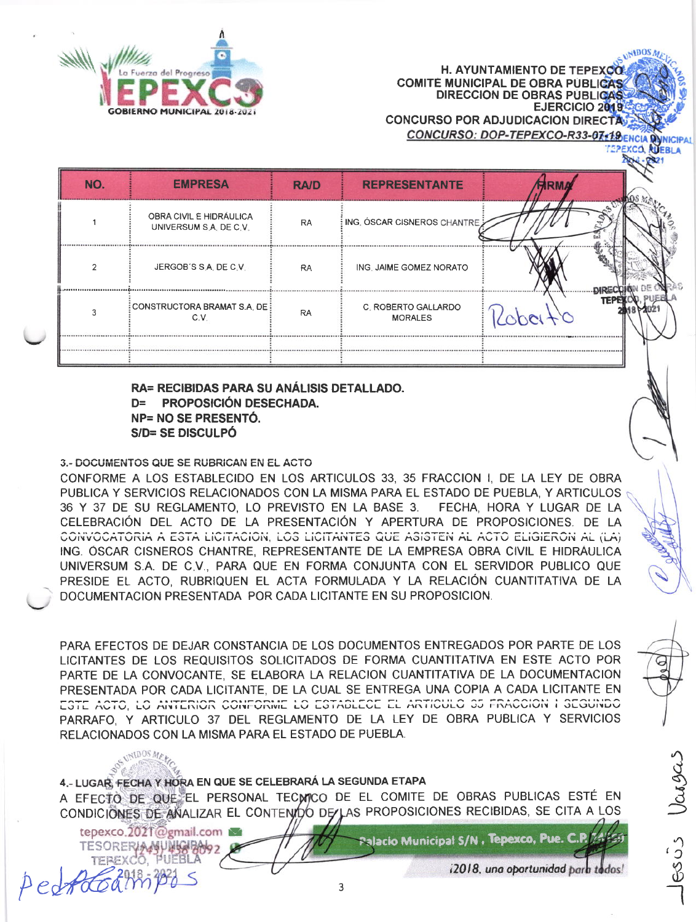H. AYUNTAMIENTO DE TEPEXCO
COMITE MUNICIPAL DE OBRA PUBLICAS
DIRECCION DE OBRAS PUBLICAS
EJERCICIO 2019
CONCURSO POR ADJUDICACION DIRECTA
*CONCURSO: DOP-TEPEXCO-R33-07-19*

| NO. | EMPRESA | RA/D | REPRESENTANTE | FIRMA |
|---|---|---|---|---|
| 1 | OBRA CIVIL E HIDRÁULICA UNIVERSUM S.A. DE C.V. | RA | ING. ÓSCAR CISNEROS CHANTRE | |
| 2 | JERGOB´S S.A. DE C.V. | RA | ING. JAIME GOMEZ NORATO | |
| 3 | CONSTRUCTORA BRAMAT S.A. DE C.V. | RA | C. ROBERTO GALLARDO MORALES | Roberto |
| | | | | |

**RA= RECIBIDAS PARA SU ANÁLISIS DETALLADO.**
**D= PROPOSICIÓN DESECHADA.**
**NP= NO SE PRESENTÓ.**
**S/D= SE DISCULPÓ**

**3.- DOCUMENTOS QUE SE RUBRICAN EN EL ACTO**

CONFORME A LOS ESTABLECIDO EN LOS ARTICULOS 33, 35 FRACCION I, DE LA LEY DE OBRA PUBLICA Y SERVICIOS RELACIONADOS CON LA MISMA PARA EL ESTADO DE PUEBLA, Y ARTICULOS 36 Y 37 DE SU REGLAMENTO, LO PREVISTO EN LA BASE 3. FECHA, HORA Y LUGAR DE LA CELEBRACIÓN DEL ACTO DE LA PRESENTACIÓN Y APERTURA DE PROPOSICIONES. DE LA CONVOCATORIA A ESTA LICITACION, LOS LICITANTES QUE ASISTEN AL ACTO ELIGIERON AL (LA) ING. OSCAR CISNEROS CHANTRE, REPRESENTANTE DE LA EMPRESA OBRA CIVIL E HIDRÁULICA UNIVERSUM S.A. DE C.V., PARA QUE EN FORMA CONJUNTA CON EL SERVIDOR PUBLICO QUE PRESIDE EL ACTO, RUBRIQUEN EL ACTA FORMULADA Y LA RELACIÓN CUANTITATIVA DE LA DOCUMENTACION PRESENTADA POR CADA LICITANTE EN SU PROPOSICION.

PARA EFECTOS DE DEJAR CONSTANCIA DE LOS DOCUMENTOS ENTREGADOS POR PARTE DE LOS LICITANTES DE LOS REQUISITOS SOLICITADOS DE FORMA CUANTITATIVA EN ESTE ACTO POR PARTE DE LA CONVOCANTE, SE ELABORA LA RELACION CUANTITATIVA DE LA DOCUMENTACION PRESENTADA POR CADA LICITANTE, DE LA CUAL SE ENTREGA UNA COPIA A CADA LICITANTE EN ESTE ACTO, LO ANTERIOR CONFORME LO ESTABLECE EL ARTICULO 35 FRACCION I SEGUNDO PARRAFO, Y ARTICULO 37 DEL REGLAMENTO DE LA LEY DE OBRA PUBLICA Y SERVICIOS RELACIONADOS CON LA MISMA PARA EL ESTADO DE PUEBLA.

**4.- LUGAR, FECHA Y HORA EN QUE SE CELEBRARÁ LA SEGUNDA ETAPA**

A EFECTO DE QUE EL PERSONAL TECNICO DE EL COMITE DE OBRAS PUBLICAS ESTÉ EN CONDICIONES DE ANALIZAR EL CONTENIDO DE LAS PROPOSICIONES RECIBIDAS, SE CITA A LOS

tepexco.2021@gmail.com
Palacio Municipal S/N , Tepexco, Pue. C.P.
*¡2018, una oportunidad para todos!*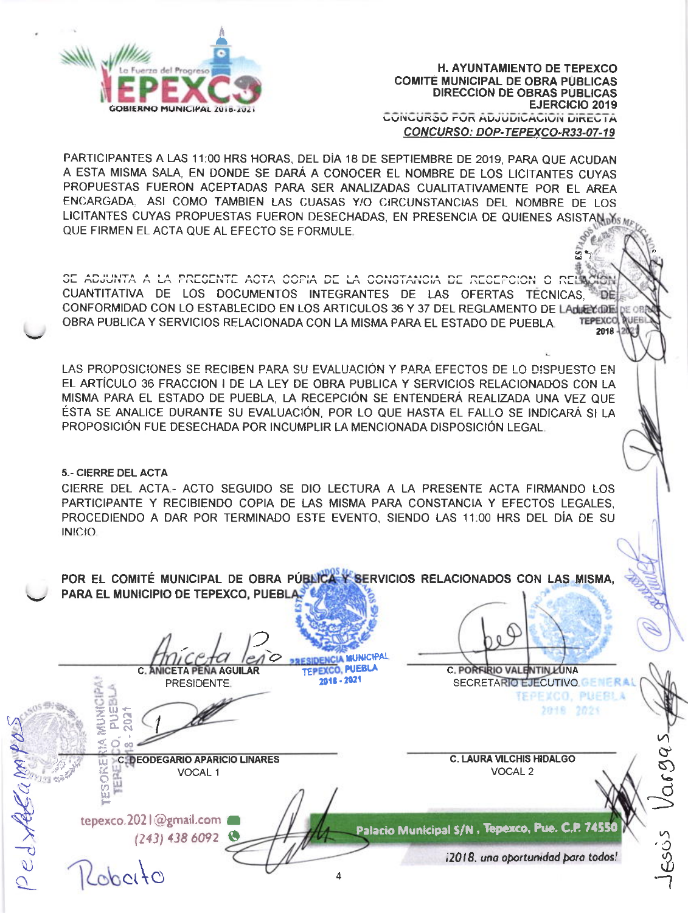H. AYUNTAMIENTO DE TEPEXCO
COMITE MUNICIPAL DE OBRA PUBLICAS
DIRECCION DE OBRAS PUBLICAS
EJERCICIO 2019
CONCURSO POR ADJUDICACION DIRECTA
*CONCURSO: DOP-TEPEXCO-R33-07-19*

PARTICIPANTES A LAS 11:00 HRS HORAS, DEL DÍA 18 DE SEPTIEMBRE DE 2019, PARA QUE ACUDAN A ESTA MISMA SALA, EN DONDE SE DARÁ A CONOCER EL NOMBRE DE LOS LICITANTES CUYAS PROPUESTAS FUERON ACEPTADAS PARA SER ANALIZADAS CUALITATIVAMENTE POR EL AREA ENCARGADA, ASI COMO TAMBIEN LAS CUASAS Y/O CIRCUNSTANCIAS DEL NOMBRE DE LOS LICITANTES CUYAS PROPUESTAS FUERON DESECHADAS, EN PRESENCIA DE QUIENES ASISTAN Y QUE FIRMEN EL ACTA QUE AL EFECTO SE FORMULE.

SE ADJUNTA A LA PRESENTE ACTA COPIA DE LA CONSTANCIA DE RECEPCION O RELACION CUANTITATIVA DE LOS DOCUMENTOS INTEGRANTES DE LAS OFERTAS TÉCNICAS, DE CONFORMIDAD CON LO ESTABLECIDO EN LOS ARTICULOS 36 Y 37 DEL REGLAMENTO DE LA LEY DE OBRA PUBLICA Y SERVICIOS RELACIONADA CON LA MISMA PARA EL ESTADO DE PUEBLA.

LAS PROPOSICIONES SE RECIBEN PARA SU EVALUACIÓN Y PARA EFECTOS DE LO DISPUESTO EN EL ARTÍCULO 36 FRACCION I DE LA LEY DE OBRA PUBLICA Y SERVICIOS RELACIONADOS CON LA MISMA PARA EL ESTADO DE PUEBLA, LA RECEPCIÓN SE ENTENDERÁ REALIZADA UNA VEZ QUE ÉSTA SE ANALICE DURANTE SU EVALUACIÓN, POR LO QUE HASTA EL FALLO SE INDICARÁ SI LA PROPOSICIÓN FUE DESECHADA POR INCUMPLIR LA MENCIONADA DISPOSICIÓN LEGAL.

**5.- CIERRE DEL ACTA**

CIERRE DEL ACTA.- ACTO SEGUIDO SE DIO LECTURA A LA PRESENTE ACTA FIRMANDO LOS PARTICIPANTE Y RECIBIENDO COPIA DE LAS MISMA PARA CONSTANCIA Y EFECTOS LEGALES, PROCEDIENDO A DAR POR TERMINADO ESTE EVENTO, SIENDO LAS 11:00 HRS DEL DÍA DE SU INICIO.

**POR EL COMITÉ MUNICIPAL DE OBRA PÚBLICA Y SERVICIOS RELACIONADOS CON LAS MISMA, PARA EL MUNICIPIO DE TEPEXCO, PUEBLA.**

| | |
|---|---|
| **C. ANICETA PEÑA AGUILAR**<br>PRESIDENTE | **C. PORFIRIO VALENTIN LUNA**<br>SECRETARIO EJECUTIVO |
| **C. DEODEGARIO APARICIO LINARES**<br>VOCAL 1 | **C. LAURA VILCHIS HIDALGO**<br>VOCAL 2 |

tepexco.2021@gmail.com
(243) 438 6092
Palacio Municipal S/N, Tepexco, Pue. C.P. 74550
*¡2018, una oportunidad para todos!*